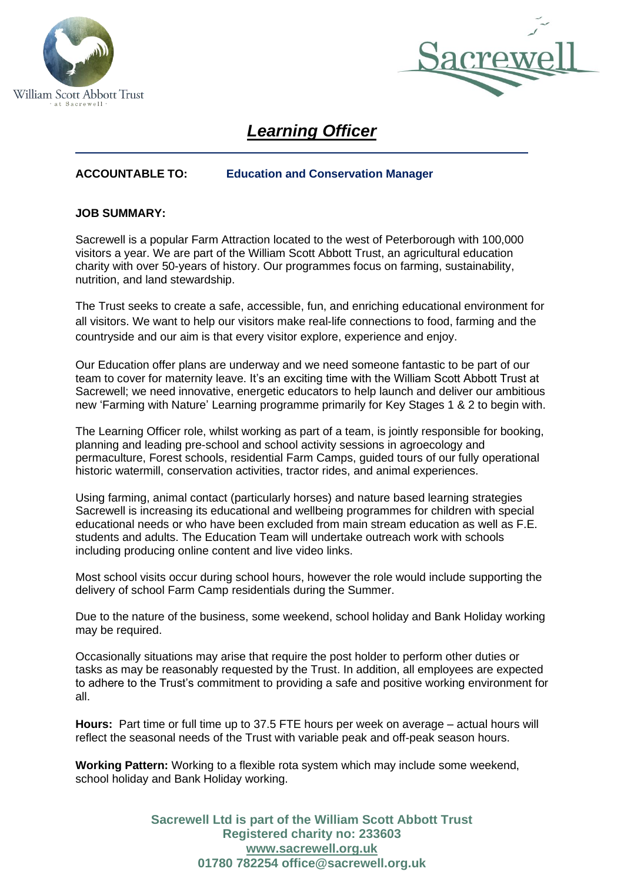William Scott Abbott Trust
· at Sacrewell ·

Sacrewell

# ***Learning Officer***

**ACCOUNTABLE TO:** **Education and Conservation Manager**

**JOB SUMMARY:**

Sacrewell is a popular Farm Attraction located to the west of Peterborough with 100,000 visitors a year. We are part of the William Scott Abbott Trust, an agricultural education charity with over 50-years of history. Our programmes focus on farming, sustainability, nutrition, and land stewardship.

The Trust seeks to create a safe, accessible, fun, and enriching educational environment for all visitors. We want to help our visitors make real-life connections to food, farming and the countryside and our aim is that every visitor explore, experience and enjoy.

Our Education offer plans are underway and we need someone fantastic to be part of our team to cover for maternity leave. It's an exciting time with the William Scott Abbott Trust at Sacrewell; we need innovative, energetic educators to help launch and deliver our ambitious new 'Farming with Nature' Learning programme primarily for Key Stages 1 & 2 to begin with.

The Learning Officer role, whilst working as part of a team, is jointly responsible for booking, planning and leading pre-school and school activity sessions in agroecology and permaculture, Forest schools, residential Farm Camps, guided tours of our fully operational historic watermill, conservation activities, tractor rides, and animal experiences.

Using farming, animal contact (particularly horses) and nature based learning strategies Sacrewell is increasing its educational and wellbeing programmes for children with special educational needs or who have been excluded from main stream education as well as F.E. students and adults. The Education Team will undertake outreach work with schools including producing online content and live video links.

Most school visits occur during school hours, however the role would include supporting the delivery of school Farm Camp residentials during the Summer.

Due to the nature of the business, some weekend, school holiday and Bank Holiday working may be required.

Occasionally situations may arise that require the post holder to perform other duties or tasks as may be reasonably requested by the Trust. In addition, all employees are expected to adhere to the Trust's commitment to providing a safe and positive working environment for all.

**Hours:** Part time or full time up to 37.5 FTE hours per week on average – actual hours will reflect the seasonal needs of the Trust with variable peak and off-peak season hours.

**Working Pattern:** Working to a flexible rota system which may include some weekend, school holiday and Bank Holiday working.

**Sacrewell Ltd is part of the William Scott Abbott Trust**
**Registered charity no: 233603**
**www.sacrewell.org.uk**
**01780 782254 office@sacrewell.org.uk**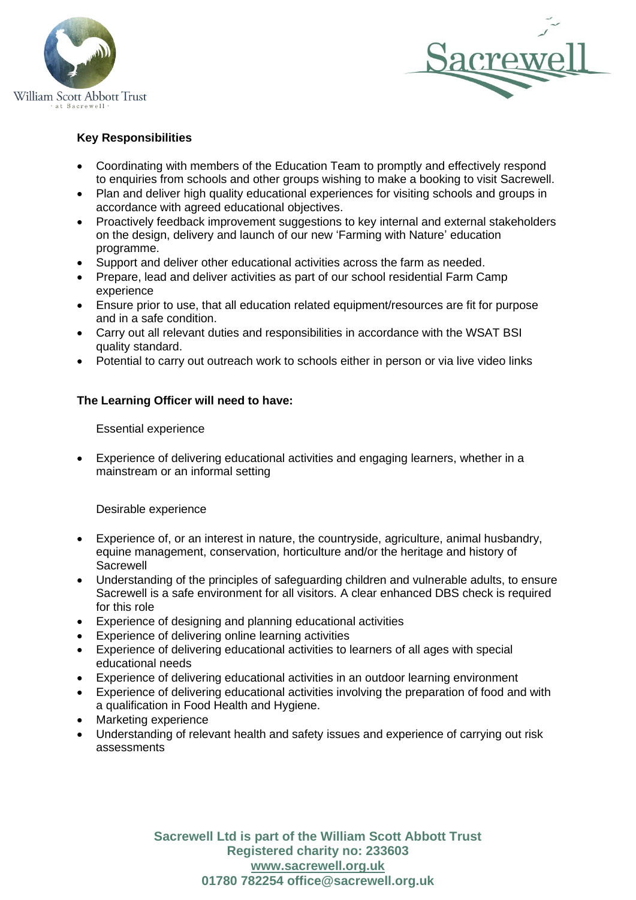**Key Responsibilities**

- Coordinating with members of the Education Team to promptly and effectively respond to enquiries from schools and other groups wishing to make a booking to visit Sacrewell.
- Plan and deliver high quality educational experiences for visiting schools and groups in accordance with agreed educational objectives.
- Proactively feedback improvement suggestions to key internal and external stakeholders on the design, delivery and launch of our new 'Farming with Nature' education programme.
- Support and deliver other educational activities across the farm as needed.
- Prepare, lead and deliver activities as part of our school residential Farm Camp experience
- Ensure prior to use, that all education related equipment/resources are fit for purpose and in a safe condition.
- Carry out all relevant duties and responsibilities in accordance with the WSAT BSI quality standard.
- Potential to carry out outreach work to schools either in person or via live video links

**The Learning Officer will need to have:**

Essential experience

- Experience of delivering educational activities and engaging learners, whether in a mainstream or an informal setting

Desirable experience

- Experience of, or an interest in nature, the countryside, agriculture, animal husbandry, equine management, conservation, horticulture and/or the heritage and history of Sacrewell
- Understanding of the principles of safeguarding children and vulnerable adults, to ensure Sacrewell is a safe environment for all visitors. A clear enhanced DBS check is required for this role
- Experience of designing and planning educational activities
- Experience of delivering online learning activities
- Experience of delivering educational activities to learners of all ages with special educational needs
- Experience of delivering educational activities in an outdoor learning environment
- Experience of delivering educational activities involving the preparation of food and with a qualification in Food Health and Hygiene.
- Marketing experience
- Understanding of relevant health and safety issues and experience of carrying out risk assessments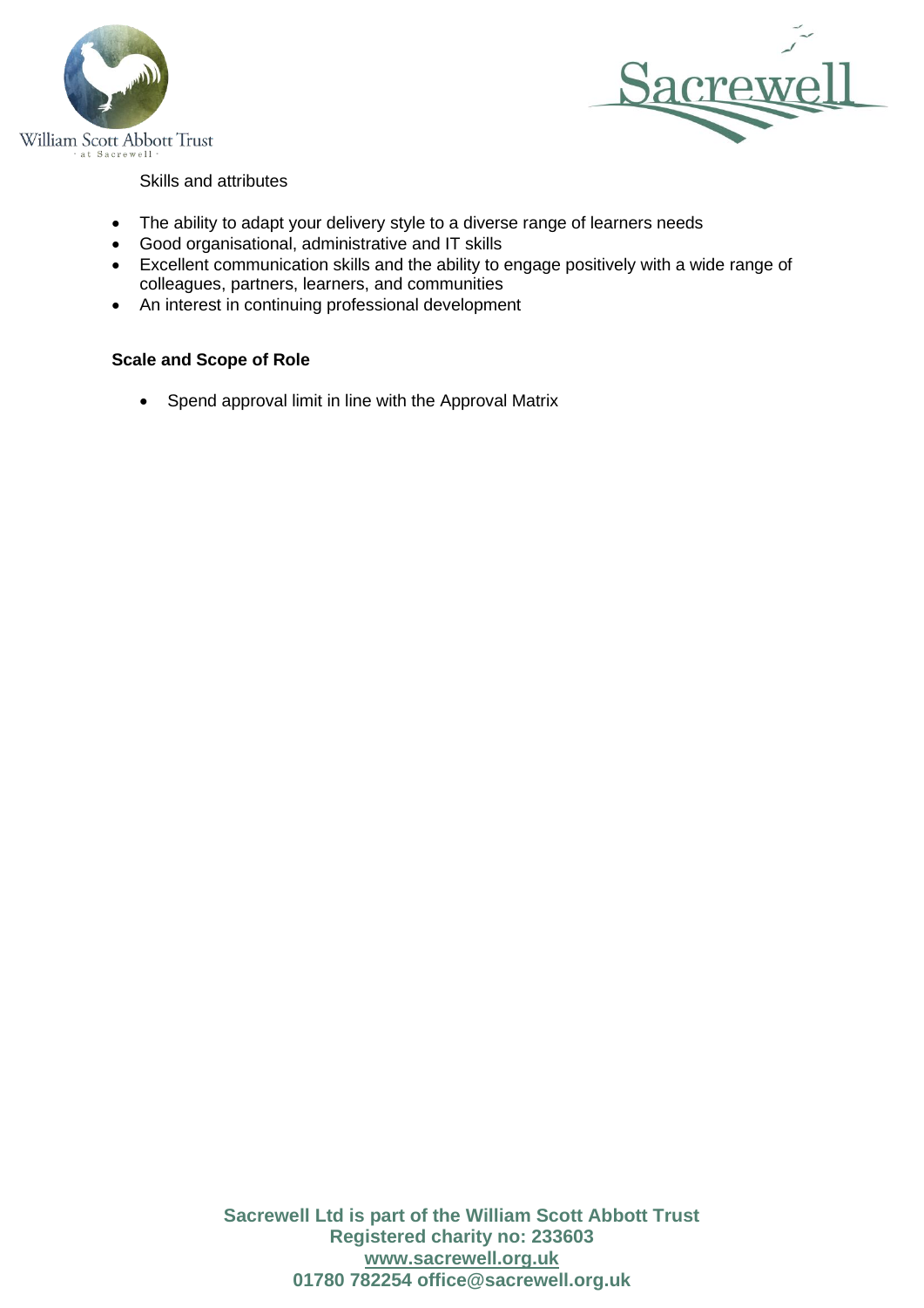Skills and attributes

- The ability to adapt your delivery style to a diverse range of learners needs
- Good organisational, administrative and IT skills
- Excellent communication skills and the ability to engage positively with a wide range of colleagues, partners, learners, and communities
- An interest in continuing professional development

**Scale and Scope of Role**

- Spend approval limit in line with the Approval Matrix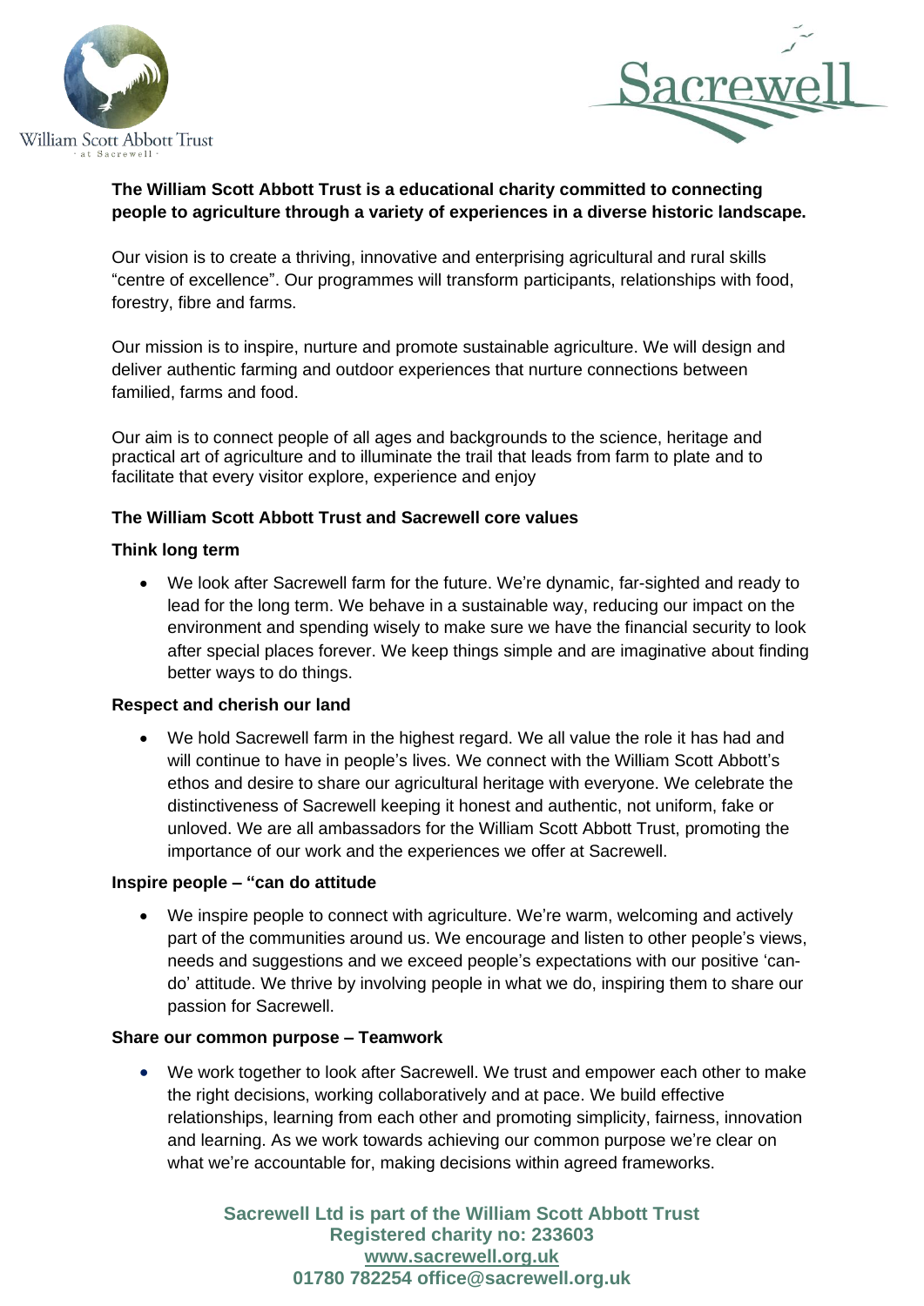**The William Scott Abbott Trust is a educational charity committed to connecting people to agriculture through a variety of experiences in a diverse historic landscape.**

Our vision is to create a thriving, innovative and enterprising agricultural and rural skills "centre of excellence". Our programmes will transform participants, relationships with food, forestry, fibre and farms.

Our mission is to inspire, nurture and promote sustainable agriculture. We will design and deliver authentic farming and outdoor experiences that nurture connections between familied, farms and food.

Our aim is to connect people of all ages and backgrounds to the science, heritage and practical art of agriculture and to illuminate the trail that leads from farm to plate and to facilitate that every visitor explore, experience and enjoy

**The William Scott Abbott Trust and Sacrewell core values**

**Think long term**

- We look after Sacrewell farm for the future. We're dynamic, far-sighted and ready to lead for the long term. We behave in a sustainable way, reducing our impact on the environment and spending wisely to make sure we have the financial security to look after special places forever. We keep things simple and are imaginative about finding better ways to do things.

**Respect and cherish our land**

- We hold Sacrewell farm in the highest regard. We all value the role it has had and will continue to have in people's lives. We connect with the William Scott Abbott's ethos and desire to share our agricultural heritage with everyone. We celebrate the distinctiveness of Sacrewell keeping it honest and authentic, not uniform, fake or unloved. We are all ambassadors for the William Scott Abbott Trust, promoting the importance of our work and the experiences we offer at Sacrewell.

**Inspire people – "can do attitude**

- We inspire people to connect with agriculture. We're warm, welcoming and actively part of the communities around us. We encourage and listen to other people's views, needs and suggestions and we exceed people's expectations with our positive 'can-do' attitude. We thrive by involving people in what we do, inspiring them to share our passion for Sacrewell.

**Share our common purpose – Teamwork**

- We work together to look after Sacrewell. We trust and empower each other to make the right decisions, working collaboratively and at pace. We build effective relationships, learning from each other and promoting simplicity, fairness, innovation and learning. As we work towards achieving our common purpose we're clear on what we're accountable for, making decisions within agreed frameworks.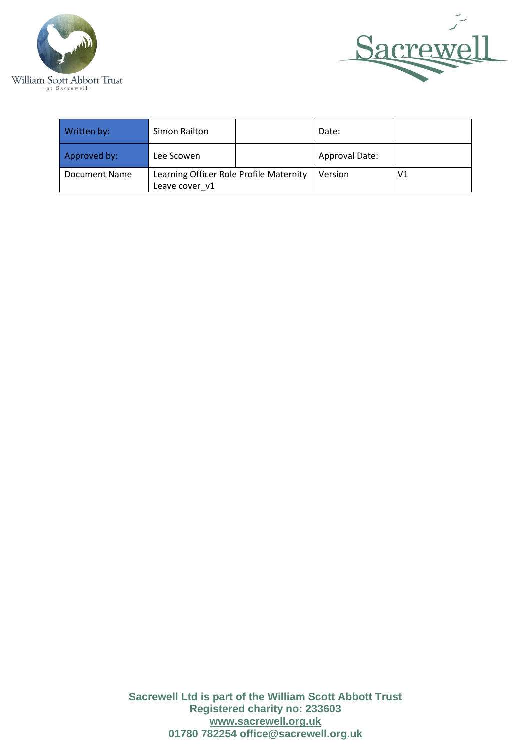| | | | | |
|---|---|---|---|---|
| Written by: | Simon Railton | | Date: | |
| Approved by: | Lee Scowen | | Approval Date: | |
| Document Name | Learning Officer Role Profile Maternity Leave cover_v1 | | Version | V1 |

**Sacrewell Ltd is part of the William Scott Abbott Trust**
**Registered charity no: 233603**
**www.sacrewell.org.uk**
**01780 782254 office@sacrewell.org.uk**